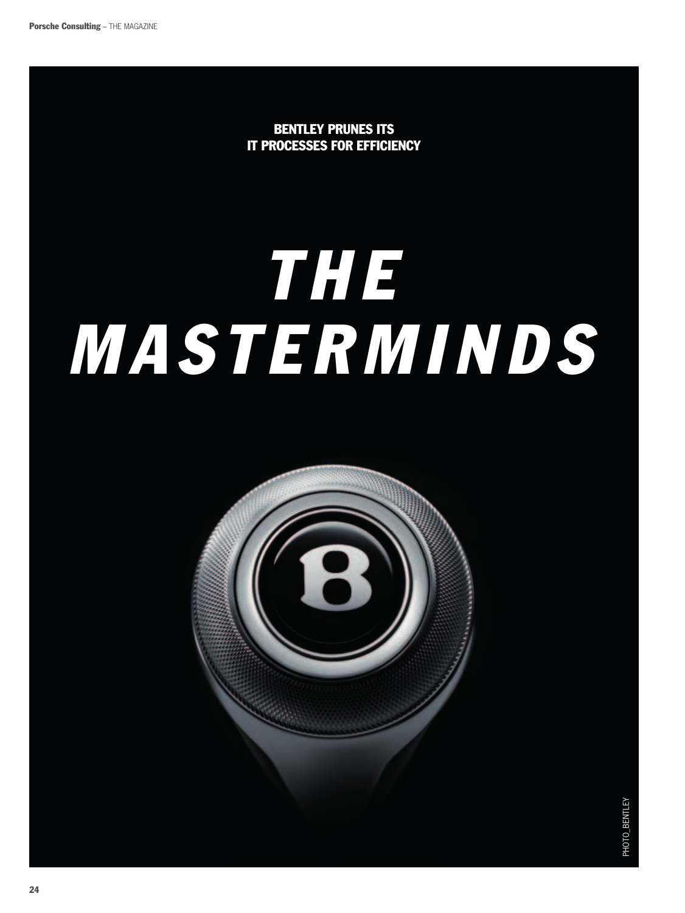BENTLEY PRUNES ITS IT PROCESSES FOR EFFICIENCY

# THE MASTERMINDS

PHOTO_BENTLEY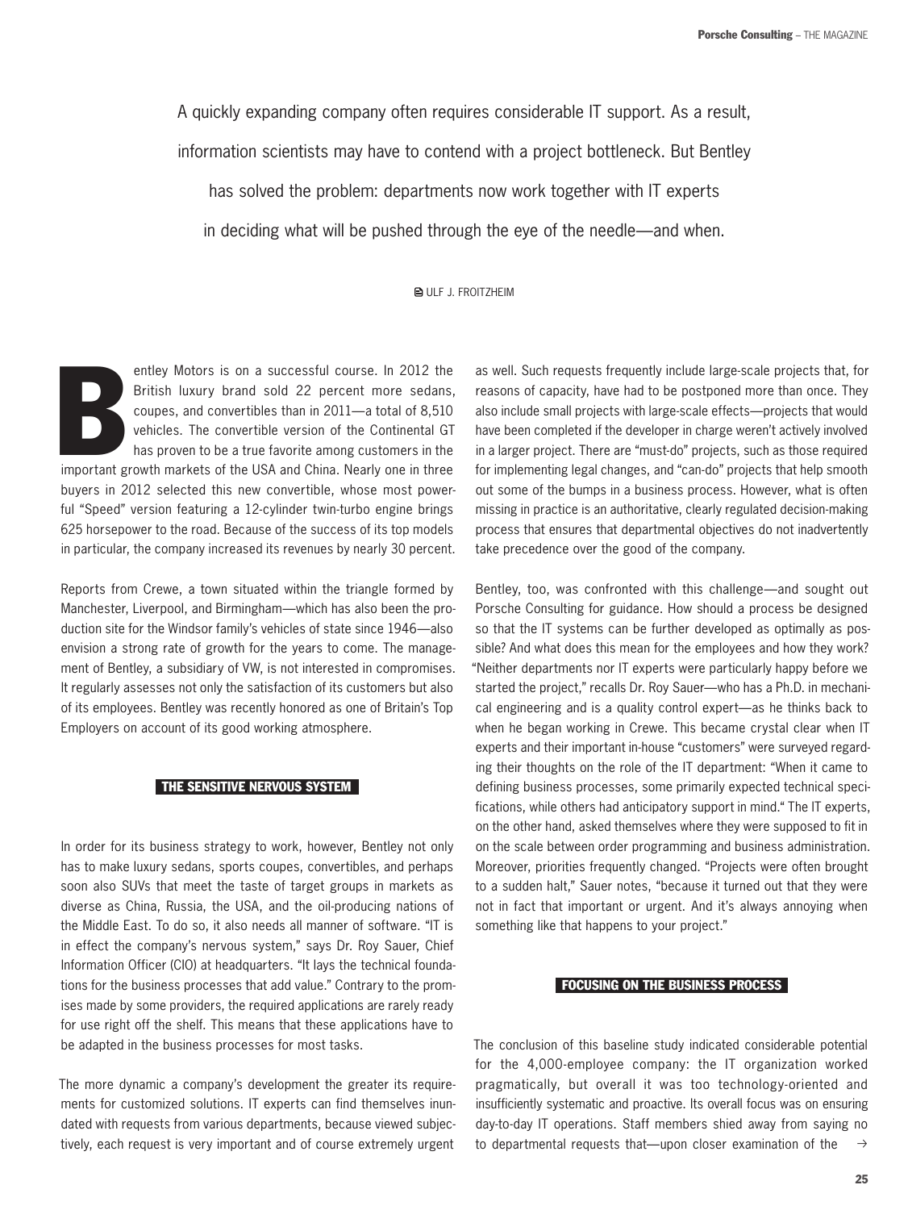A quickly expanding company often requires considerable IT support. As a result, information scientists may have to contend with a project bottleneck. But Bentley has solved the problem: departments now work together with IT experts in deciding what will be pushed through the eye of the needle—and when.

ULF J. FROITZHEIM

Bentley Motors is on a successful course. In 2012 the British luxury brand sold 22 percent more sedans, coupes, and convertibles than in 2011—a total of 8,510 vehicles. The convertible version of the Continental GT has proven to be a true favorite among customers in the important growth markets of the USA and China. Nearly one in three buyers in 2012 selected this new convertible, whose most powerful "Speed" version featuring a 12-cylinder twin-turbo engine brings 625 horsepower to the road. Because of the success of its top models in particular, the company increased its revenues by nearly 30 percent.

Reports from Crewe, a town situated within the triangle formed by Manchester, Liverpool, and Birmingham—which has also been the production site for the Windsor family's vehicles of state since 1946—also envision a strong rate of growth for the years to come. The management of Bentley, a subsidiary of VW, is not interested in compromises. It regularly assesses not only the satisfaction of its customers but also of its employees. Bentley was recently honored as one of Britain's Top Employers on account of its good working atmosphere.

## THE SENSITIVE NERVOUS SYSTEM

In order for its business strategy to work, however, Bentley not only has to make luxury sedans, sports coupes, convertibles, and perhaps soon also SUVs that meet the taste of target groups in markets as diverse as China, Russia, the USA, and the oil-producing nations of the Middle East. To do so, it also needs all manner of software. "IT is in effect the company's nervous system," says Dr. Roy Sauer, Chief Information Officer (CIO) at headquarters. "It lays the technical foundations for the business processes that add value." Contrary to the promises made by some providers, the required applications are rarely ready for use right off the shelf. This means that these applications have to be adapted in the business processes for most tasks.

The more dynamic a company's development the greater its requirements for customized solutions. IT experts can find themselves inundated with requests from various departments, because viewed subjectively, each request is very important and of course extremely urgent as well. Such requests frequently include large-scale projects that, for reasons of capacity, have had to be postponed more than once. They also include small projects with large-scale effects—projects that would have been completed if the developer in charge weren't actively involved in a larger project. There are "must-do" projects, such as those required for implementing legal changes, and "can-do" projects that help smooth out some of the bumps in a business process. However, what is often missing in practice is an authoritative, clearly regulated decision-making process that ensures that departmental objectives do not inadvertently take precedence over the good of the company.

Bentley, too, was confronted with this challenge—and sought out Porsche Consulting for guidance. How should a process be designed so that the IT systems can be further developed as optimally as possible? And what does this mean for the employees and how they work? "Neither departments nor IT experts were particularly happy before we started the project," recalls Dr. Roy Sauer—who has a Ph.D. in mechanical engineering and is a quality control expert—as he thinks back to when he began working in Crewe. This became crystal clear when IT experts and their important in-house "customers" were surveyed regarding their thoughts on the role of the IT department: "When it came to defining business processes, some primarily expected technical specifications, while others had anticipatory support in mind." The IT experts, on the other hand, asked themselves where they were supposed to fit in on the scale between order programming and business administration. Moreover, priorities frequently changed. "Projects were often brought to a sudden halt," Sauer notes, "because it turned out that they were not in fact that important or urgent. And it's always annoying when something like that happens to your project."

## FOCUSING ON THE BUSINESS PROCESS

The conclusion of this baseline study indicated considerable potential for the 4,000-employee company: the IT organization worked pragmatically, but overall it was too technology-oriented and insufficiently systematic and proactive. Its overall focus was on ensuring day-to-day IT operations. Staff members shied away from saying no to departmental requests that—upon closer examination of the →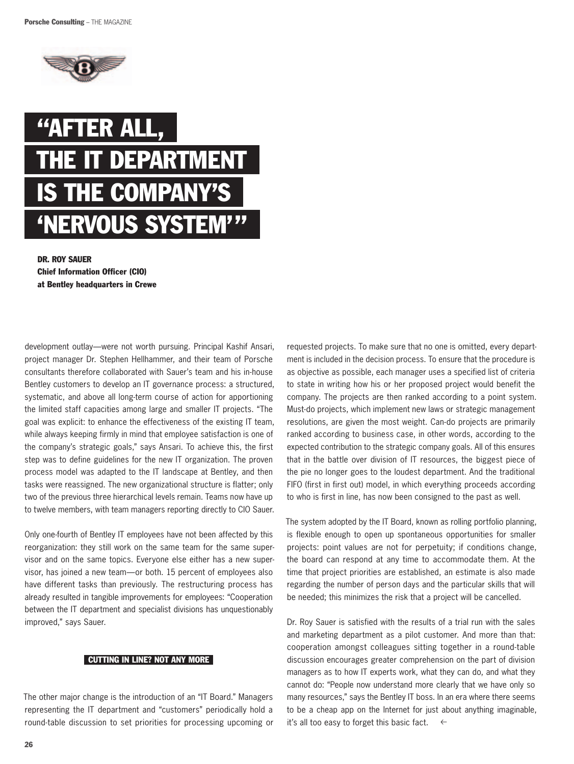# "AFTER ALL, THE IT DEPARTMENT IS THE COMPANY'S 'NERVOUS SYSTEM'"

**DR. ROY SAUER**
**Chief Information Officer (CIO)**
**at Bentley headquarters in Crewe**

development outlay—were not worth pursuing. Principal Kashif Ansari, project manager Dr. Stephen Hellhammer, and their team of Porsche consultants therefore collaborated with Sauer's team and his in-house Bentley customers to develop an IT governance process: a structured, systematic, and above all long-term course of action for apportioning the limited staff capacities among large and smaller IT projects. "The goal was explicit: to enhance the effectiveness of the existing IT team, while always keeping firmly in mind that employee satisfaction is one of the company's strategic goals," says Ansari. To achieve this, the first step was to define guidelines for the new IT organization. The proven process model was adapted to the IT landscape at Bentley, and then tasks were reassigned. The new organizational structure is flatter; only two of the previous three hierarchical levels remain. Teams now have up to twelve members, with team managers reporting directly to CIO Sauer.

Only one-fourth of Bentley IT employees have not been affected by this reorganization: they still work on the same team for the same supervisor and on the same topics. Everyone else either has a new supervisor, has joined a new team—or both. 15 percent of employees also have different tasks than previously. The restructuring process has already resulted in tangible improvements for employees: "Cooperation between the IT department and specialist divisions has unquestionably improved," says Sauer.

### CUTTING IN LINE? NOT ANY MORE

The other major change is the introduction of an "IT Board." Managers representing the IT department and "customers" periodically hold a round-table discussion to set priorities for processing upcoming or requested projects. To make sure that no one is omitted, every department is included in the decision process. To ensure that the procedure is as objective as possible, each manager uses a specified list of criteria to state in writing how his or her proposed project would benefit the company. The projects are then ranked according to a point system. Must-do projects, which implement new laws or strategic management resolutions, are given the most weight. Can-do projects are primarily ranked according to business case, in other words, according to the expected contribution to the strategic company goals. All of this ensures that in the battle over division of IT resources, the biggest piece of the pie no longer goes to the loudest department. And the traditional FIFO (first in first out) model, in which everything proceeds according to who is first in line, has now been consigned to the past as well.

The system adopted by the IT Board, known as rolling portfolio planning, is flexible enough to open up spontaneous opportunities for smaller projects: point values are not for perpetuity; if conditions change, the board can respond at any time to accommodate them. At the time that project priorities are established, an estimate is also made regarding the number of person days and the particular skills that will be needed; this minimizes the risk that a project will be cancelled.

Dr. Roy Sauer is satisfied with the results of a trial run with the sales and marketing department as a pilot customer. And more than that: cooperation amongst colleagues sitting together in a round-table discussion encourages greater comprehension on the part of division managers as to how IT experts work, what they can do, and what they cannot do: "People now understand more clearly that we have only so many resources," says the Bentley IT boss. In an era where there seems to be a cheap app on the Internet for just about anything imaginable, it's all too easy to forget this basic fact. ←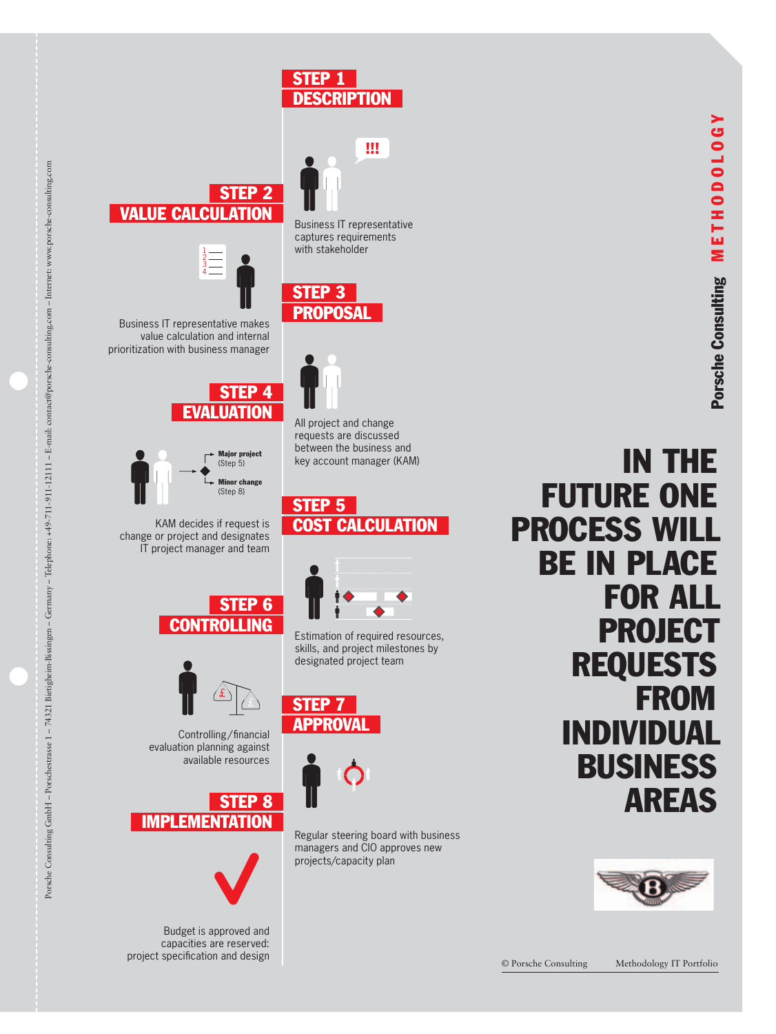# IN THE FUTURE ONE PROCESS WILL BE IN PLACE FOR ALL PROJECT REQUESTS FROM INDIVIDUAL BUSINESS AREAS

## STEP 1 DESCRIPTION

!!!

Business IT representative captures requirements with stakeholder

## STEP 2 VALUE CALCULATION

Business IT representative makes value calculation and internal prioritization with business manager

## STEP 3 PROPOSAL

All project and change requests are discussed between the business and key account manager (KAM)

## STEP 4 EVALUATION

**Major project** (Step 5)

**Minor change** (Step 8)

KAM decides if request is change or project and designates IT project manager and team

## STEP 5 COST CALCULATION

Estimation of required resources, skills, and project milestones by designated project team

## STEP 6 CONTROLLING

Controlling/financial evaluation planning against available resources

## STEP 7 APPROVAL

Regular steering board with business managers and CIO approves new projects/capacity plan

## STEP 8 IMPLEMENTATION

Budget is approved and capacities are reserved: project specification and design